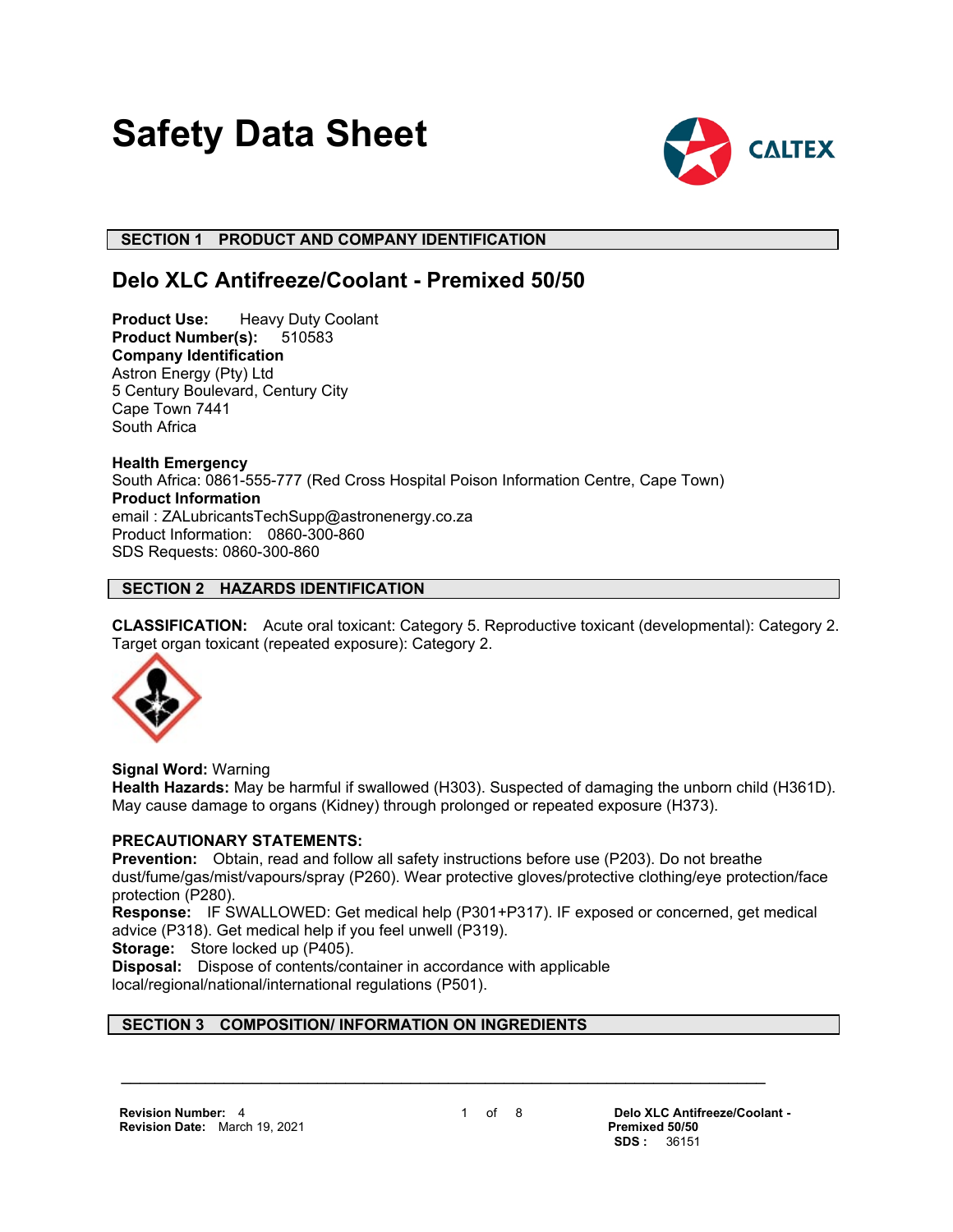# Safety Data Sheet

## SECTION 1 PRODUCT AND COMPANY IDENTIFICATION

## Delo XLC Antifreeze/Coolant - Premixed 50/50

**Product Use:** Heavy Duty Coolant
**Product Number(s):** 510583
**Company Identification**
Astron Energy (Pty) Ltd
5 Century Boulevard, Century City
Cape Town 7441
South Africa

**Health Emergency**
South Africa: 0861-555-777 (Red Cross Hospital Poison Information Centre, Cape Town)
**Product Information**
email : ZALubricantsTechSupp@astronenergy.co.za
Product Information: 0860-300-860
SDS Requests: 0860-300-860

## SECTION 2 HAZARDS IDENTIFICATION

**CLASSIFICATION:** Acute oral toxicant: Category 5. Reproductive toxicant (developmental): Category 2. Target organ toxicant (repeated exposure): Category 2.

**Signal Word:** Warning
**Health Hazards:** May be harmful if swallowed (H303). Suspected of damaging the unborn child (H361D). May cause damage to organs (Kidney) through prolonged or repeated exposure (H373).

**PRECAUTIONARY STATEMENTS:**
**Prevention:** Obtain, read and follow all safety instructions before use (P203). Do not breathe dust/fume/gas/mist/vapours/spray (P260). Wear protective gloves/protective clothing/eye protection/face protection (P280).
**Response:** IF SWALLOWED: Get medical help (P301+P317). IF exposed or concerned, get medical advice (P318). Get medical help if you feel unwell (P319).
**Storage:** Store locked up (P405).
**Disposal:** Dispose of contents/container in accordance with applicable local/regional/national/international regulations (P501).

## SECTION 3 COMPOSITION/ INFORMATION ON INGREDIENTS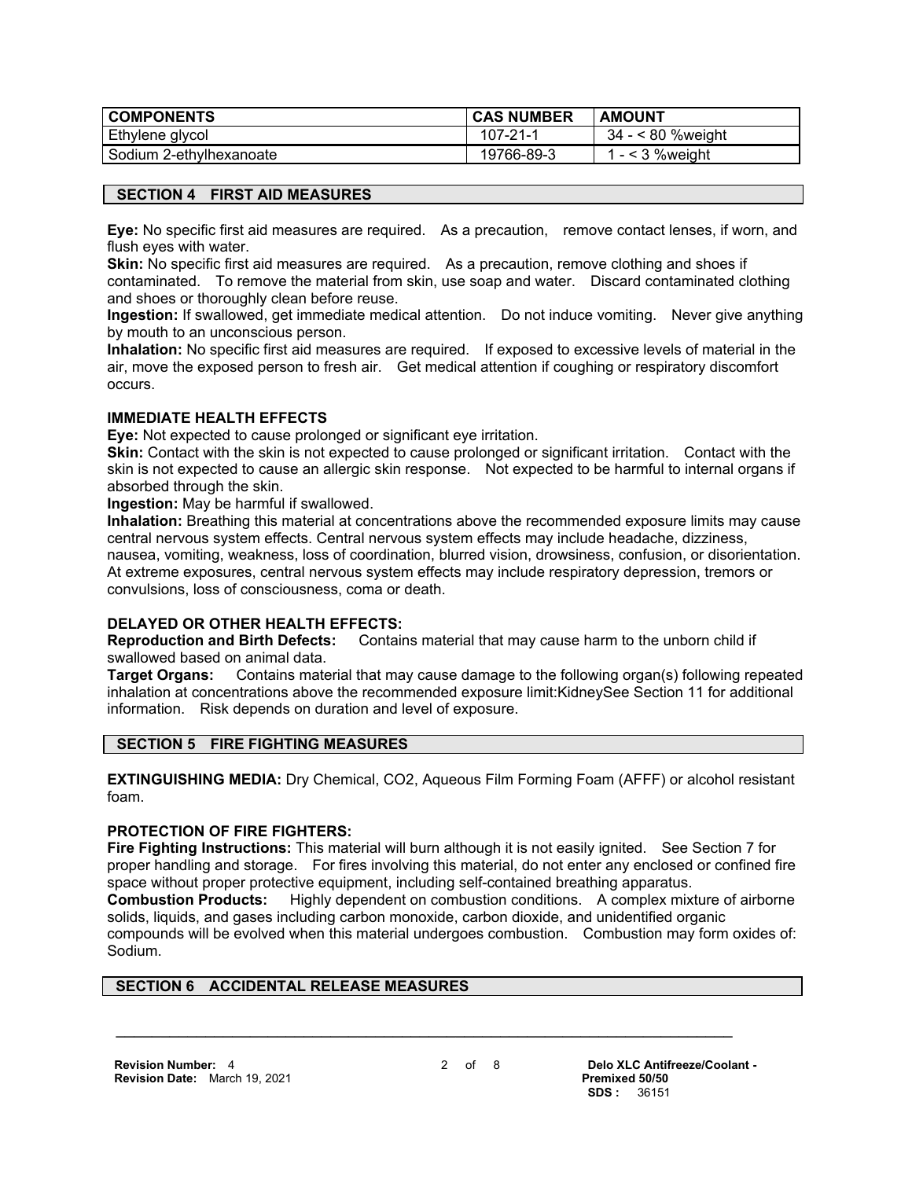| COMPONENTS | CAS NUMBER | AMOUNT |
| --- | --- | --- |
| Ethylene glycol | 107-21-1 | 34 - < 80 %weight |
| Sodium 2-ethylhexanoate | 19766-89-3 | 1 - < 3 %weight |

## SECTION 4 FIRST AID MEASURES

**Eye:** No specific first aid measures are required. As a precaution, remove contact lenses, if worn, and flush eyes with water.
**Skin:** No specific first aid measures are required. As a precaution, remove clothing and shoes if contaminated. To remove the material from skin, use soap and water. Discard contaminated clothing and shoes or thoroughly clean before reuse.
**Ingestion:** If swallowed, get immediate medical attention. Do not induce vomiting. Never give anything by mouth to an unconscious person.
**Inhalation:** No specific first aid measures are required. If exposed to excessive levels of material in the air, move the exposed person to fresh air. Get medical attention if coughing or respiratory discomfort occurs.

### IMMEDIATE HEALTH EFFECTS

**Eye:** Not expected to cause prolonged or significant eye irritation.
**Skin:** Contact with the skin is not expected to cause prolonged or significant irritation. Contact with the skin is not expected to cause an allergic skin response. Not expected to be harmful to internal organs if absorbed through the skin.
**Ingestion:** May be harmful if swallowed.
**Inhalation:** Breathing this material at concentrations above the recommended exposure limits may cause central nervous system effects. Central nervous system effects may include headache, dizziness, nausea, vomiting, weakness, loss of coordination, blurred vision, drowsiness, confusion, or disorientation. At extreme exposures, central nervous system effects may include respiratory depression, tremors or convulsions, loss of consciousness, coma or death.

### DELAYED OR OTHER HEALTH EFFECTS:

**Reproduction and Birth Defects:** Contains material that may cause harm to the unborn child if swallowed based on animal data.
**Target Organs:** Contains material that may cause damage to the following organ(s) following repeated inhalation at concentrations above the recommended exposure limit:KidneySee Section 11 for additional information. Risk depends on duration and level of exposure.

## SECTION 5 FIRE FIGHTING MEASURES

**EXTINGUISHING MEDIA:** Dry Chemical, CO2, Aqueous Film Forming Foam (AFFF) or alcohol resistant foam.

### PROTECTION OF FIRE FIGHTERS:

**Fire Fighting Instructions:** This material will burn although it is not easily ignited. See Section 7 for proper handling and storage. For fires involving this material, do not enter any enclosed or confined fire space without proper protective equipment, including self-contained breathing apparatus.
**Combustion Products:** Highly dependent on combustion conditions. A complex mixture of airborne solids, liquids, and gases including carbon monoxide, carbon dioxide, and unidentified organic compounds will be evolved when this material undergoes combustion. Combustion may form oxides of: Sodium.

## SECTION 6 ACCIDENTAL RELEASE MEASURES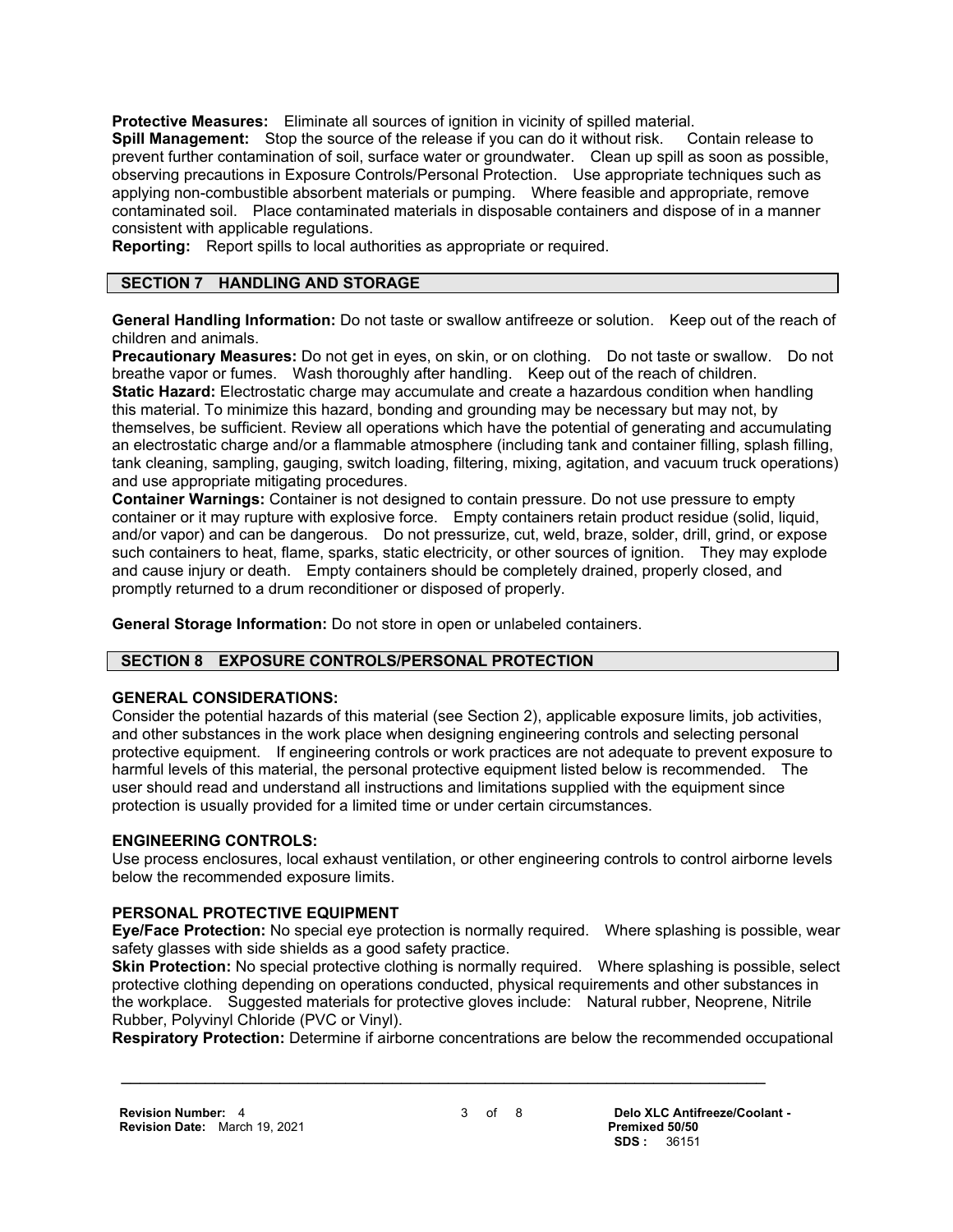**Protective Measures:** Eliminate all sources of ignition in vicinity of spilled material.
**Spill Management:** Stop the source of the release if you can do it without risk. Contain release to prevent further contamination of soil, surface water or groundwater. Clean up spill as soon as possible, observing precautions in Exposure Controls/Personal Protection. Use appropriate techniques such as applying non-combustible absorbent materials or pumping. Where feasible and appropriate, remove contaminated soil. Place contaminated materials in disposable containers and dispose of in a manner consistent with applicable regulations.
**Reporting:** Report spills to local authorities as appropriate or required.

## SECTION 7 HANDLING AND STORAGE

**General Handling Information:** Do not taste or swallow antifreeze or solution. Keep out of the reach of children and animals.
**Precautionary Measures:** Do not get in eyes, on skin, or on clothing. Do not taste or swallow. Do not breathe vapor or fumes. Wash thoroughly after handling. Keep out of the reach of children.
**Static Hazard:** Electrostatic charge may accumulate and create a hazardous condition when handling this material. To minimize this hazard, bonding and grounding may be necessary but may not, by themselves, be sufficient. Review all operations which have the potential of generating and accumulating an electrostatic charge and/or a flammable atmosphere (including tank and container filling, splash filling, tank cleaning, sampling, gauging, switch loading, filtering, mixing, agitation, and vacuum truck operations) and use appropriate mitigating procedures.
**Container Warnings:** Container is not designed to contain pressure. Do not use pressure to empty container or it may rupture with explosive force. Empty containers retain product residue (solid, liquid, and/or vapor) and can be dangerous. Do not pressurize, cut, weld, braze, solder, drill, grind, or expose such containers to heat, flame, sparks, static electricity, or other sources of ignition. They may explode and cause injury or death. Empty containers should be completely drained, properly closed, and promptly returned to a drum reconditioner or disposed of properly.

**General Storage Information:** Do not store in open or unlabeled containers.

## SECTION 8 EXPOSURE CONTROLS/PERSONAL PROTECTION

### GENERAL CONSIDERATIONS:

Consider the potential hazards of this material (see Section 2), applicable exposure limits, job activities, and other substances in the work place when designing engineering controls and selecting personal protective equipment. If engineering controls or work practices are not adequate to prevent exposure to harmful levels of this material, the personal protective equipment listed below is recommended. The user should read and understand all instructions and limitations supplied with the equipment since protection is usually provided for a limited time or under certain circumstances.

### ENGINEERING CONTROLS:

Use process enclosures, local exhaust ventilation, or other engineering controls to control airborne levels below the recommended exposure limits.

### PERSONAL PROTECTIVE EQUIPMENT

**Eye/Face Protection:** No special eye protection is normally required. Where splashing is possible, wear safety glasses with side shields as a good safety practice.
**Skin Protection:** No special protective clothing is normally required. Where splashing is possible, select protective clothing depending on operations conducted, physical requirements and other substances in the workplace. Suggested materials for protective gloves include: Natural rubber, Neoprene, Nitrile Rubber, Polyvinyl Chloride (PVC or Vinyl).
**Respiratory Protection:** Determine if airborne concentrations are below the recommended occupational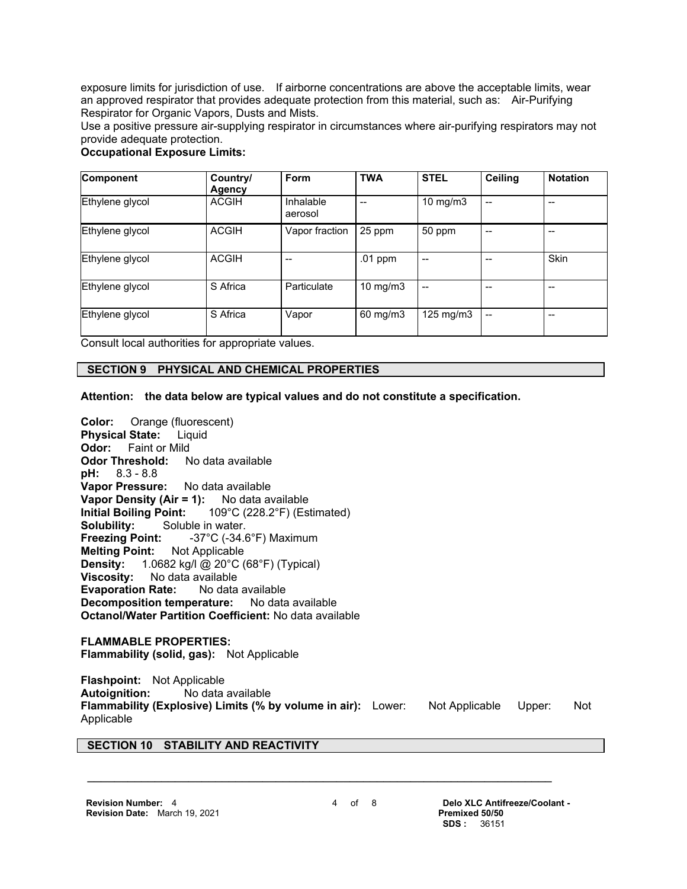exposure limits for jurisdiction of use. If airborne concentrations are above the acceptable limits, wear an approved respirator that provides adequate protection from this material, such as: Air-Purifying Respirator for Organic Vapors, Dusts and Mists.

Use a positive pressure air-supplying respirator in circumstances where air-purifying respirators may not provide adequate protection.

**Occupational Exposure Limits:**

| Component | Country/ Agency | Form | TWA | STEL | Ceiling | Notation |
|---|---|---|---|---|---|---|
| Ethylene glycol | ACGIH | Inhalable aerosol | -- | 10 mg/m3 | -- | -- |
| Ethylene glycol | ACGIH | Vapor fraction | 25 ppm | 50 ppm | -- | -- |
| Ethylene glycol | ACGIH | -- | .01 ppm | -- | -- | Skin |
| Ethylene glycol | S Africa | Particulate | 10 mg/m3 | -- | -- | -- |
| Ethylene glycol | S Africa | Vapor | 60 mg/m3 | 125 mg/m3 | -- | -- |

Consult local authorities for appropriate values.

## SECTION 9 PHYSICAL AND CHEMICAL PROPERTIES

**Attention: the data below are typical values and do not constitute a specification.**

**Color:** Orange (fluorescent)
**Physical State:** Liquid
**Odor:** Faint or Mild
**Odor Threshold:** No data available
**pH:** 8.3 - 8.8
**Vapor Pressure:** No data available
**Vapor Density (Air = 1):** No data available
**Initial Boiling Point:** 109°C (228.2°F) (Estimated)
**Solubility:** Soluble in water.
**Freezing Point:** -37°C (-34.6°F) Maximum
**Melting Point:** Not Applicable
**Density:** 1.0682 kg/l @ 20°C (68°F) (Typical)
**Viscosity:** No data available
**Evaporation Rate:** No data available
**Decomposition temperature:** No data available
**Octanol/Water Partition Coefficient:** No data available

**FLAMMABLE PROPERTIES:**
**Flammability (solid, gas):** Not Applicable

**Flashpoint:** Not Applicable
**Autoignition:** No data available
**Flammability (Explosive) Limits (% by volume in air):** Lower: Not Applicable Upper: Not Applicable

## SECTION 10 STABILITY AND REACTIVITY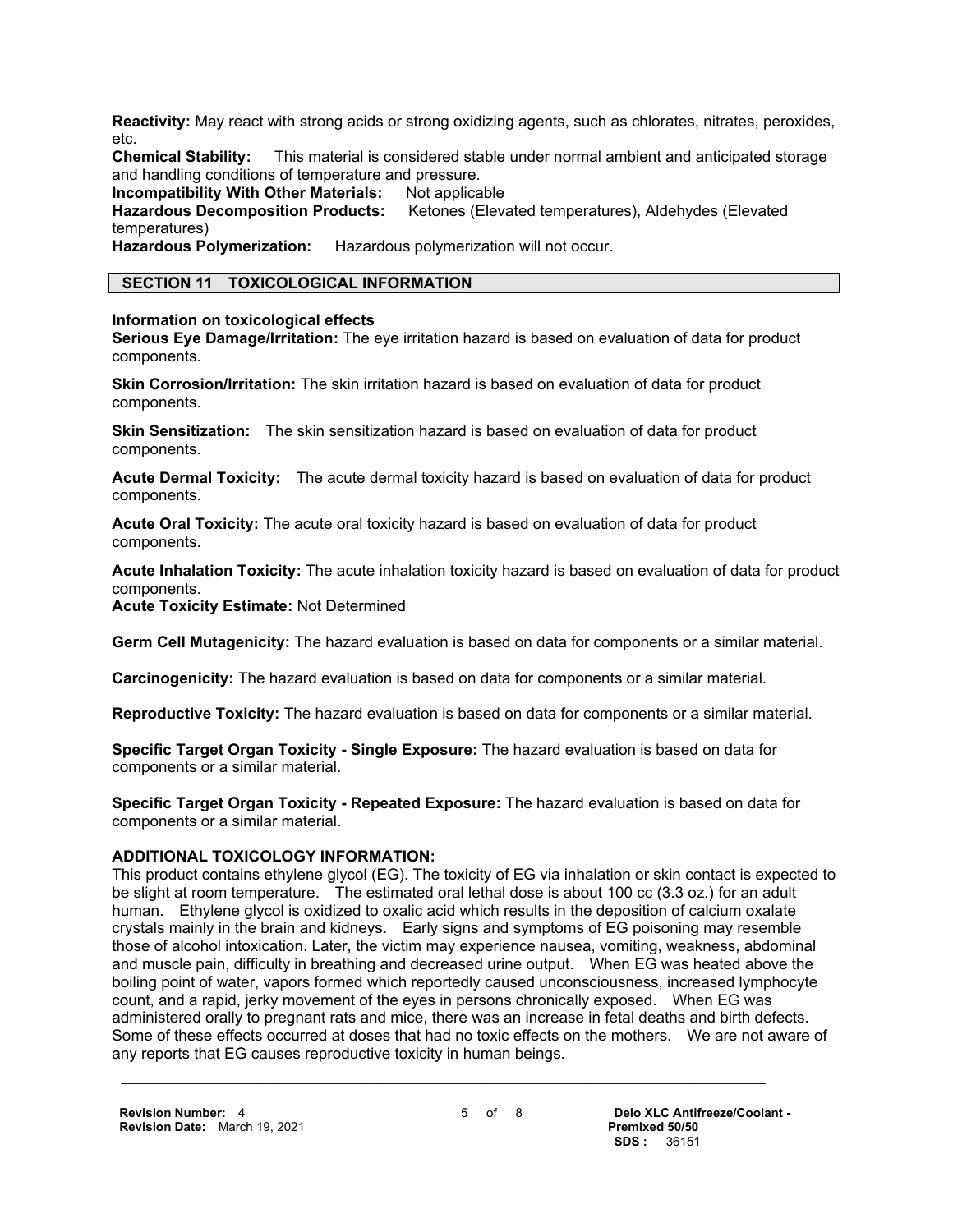**Reactivity:** May react with strong acids or strong oxidizing agents, such as chlorates, nitrates, peroxides, etc.
**Chemical Stability:** This material is considered stable under normal ambient and anticipated storage and handling conditions of temperature and pressure.
**Incompatibility With Other Materials:** Not applicable
**Hazardous Decomposition Products:** Ketones (Elevated temperatures), Aldehydes (Elevated temperatures)
**Hazardous Polymerization:** Hazardous polymerization will not occur.

## SECTION 11 TOXICOLOGICAL INFORMATION

**Information on toxicological effects**
**Serious Eye Damage/Irritation:** The eye irritation hazard is based on evaluation of data for product components.

**Skin Corrosion/Irritation:** The skin irritation hazard is based on evaluation of data for product components.

**Skin Sensitization:** The skin sensitization hazard is based on evaluation of data for product components.

**Acute Dermal Toxicity:** The acute dermal toxicity hazard is based on evaluation of data for product components.

**Acute Oral Toxicity:** The acute oral toxicity hazard is based on evaluation of data for product components.

**Acute Inhalation Toxicity:** The acute inhalation toxicity hazard is based on evaluation of data for product components.
**Acute Toxicity Estimate:** Not Determined

**Germ Cell Mutagenicity:** The hazard evaluation is based on data for components or a similar material.

**Carcinogenicity:** The hazard evaluation is based on data for components or a similar material.

**Reproductive Toxicity:** The hazard evaluation is based on data for components or a similar material.

**Specific Target Organ Toxicity - Single Exposure:** The hazard evaluation is based on data for components or a similar material.

**Specific Target Organ Toxicity - Repeated Exposure:** The hazard evaluation is based on data for components or a similar material.

**ADDITIONAL TOXICOLOGY INFORMATION:**
This product contains ethylene glycol (EG). The toxicity of EG via inhalation or skin contact is expected to be slight at room temperature. The estimated oral lethal dose is about 100 cc (3.3 oz.) for an adult human. Ethylene glycol is oxidized to oxalic acid which results in the deposition of calcium oxalate crystals mainly in the brain and kidneys. Early signs and symptoms of EG poisoning may resemble those of alcohol intoxication. Later, the victim may experience nausea, vomiting, weakness, abdominal and muscle pain, difficulty in breathing and decreased urine output. When EG was heated above the boiling point of water, vapors formed which reportedly caused unconsciousness, increased lymphocyte count, and a rapid, jerky movement of the eyes in persons chronically exposed. When EG was administered orally to pregnant rats and mice, there was an increase in fetal deaths and birth defects. Some of these effects occurred at doses that had no toxic effects on the mothers. We are not aware of any reports that EG causes reproductive toxicity in human beings.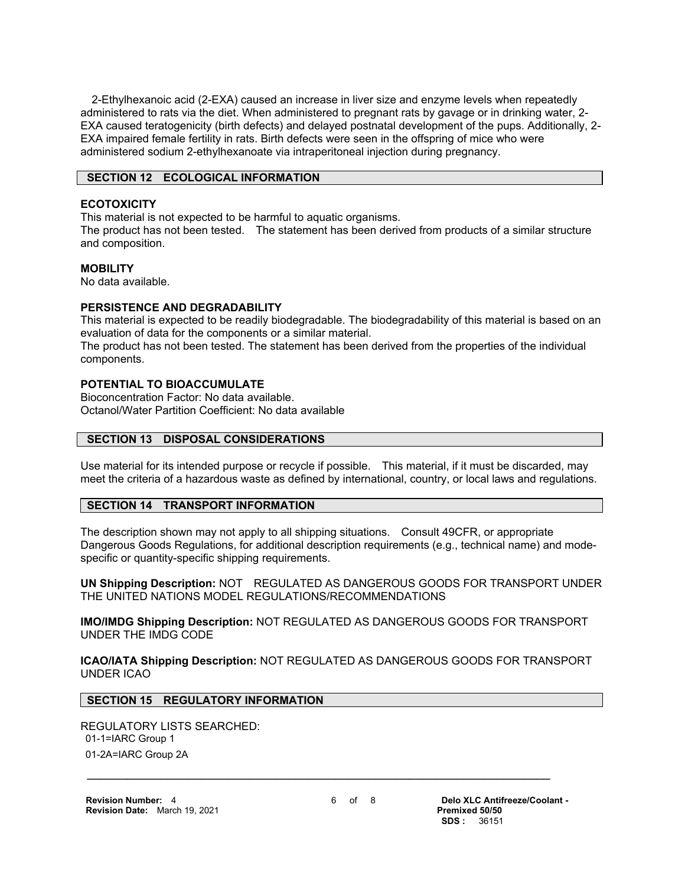2-Ethylhexanoic acid (2-EXA) caused an increase in liver size and enzyme levels when repeatedly administered to rats via the diet. When administered to pregnant rats by gavage or in drinking water, 2-EXA caused teratogenicity (birth defects) and delayed postnatal development of the pups. Additionally, 2-EXA impaired female fertility in rats. Birth defects were seen in the offspring of mice who were administered sodium 2-ethylhexanoate via intraperitoneal injection during pregnancy.

## SECTION 12 ECOLOGICAL INFORMATION

### ECOTOXICITY

This material is not expected to be harmful to aquatic organisms.
The product has not been tested. The statement has been derived from products of a similar structure and composition.

### MOBILITY

No data available.

### PERSISTENCE AND DEGRADABILITY

This material is expected to be readily biodegradable. The biodegradability of this material is based on an evaluation of data for the components or a similar material.
The product has not been tested. The statement has been derived from the properties of the individual components.

### POTENTIAL TO BIOACCUMULATE

Bioconcentration Factor: No data available.
Octanol/Water Partition Coefficient: No data available

## SECTION 13 DISPOSAL CONSIDERATIONS

Use material for its intended purpose or recycle if possible. This material, if it must be discarded, may meet the criteria of a hazardous waste as defined by international, country, or local laws and regulations.

## SECTION 14 TRANSPORT INFORMATION

The description shown may not apply to all shipping situations. Consult 49CFR, or appropriate Dangerous Goods Regulations, for additional description requirements (e.g., technical name) and mode-specific or quantity-specific shipping requirements.

**UN Shipping Description:** NOT REGULATED AS DANGEROUS GOODS FOR TRANSPORT UNDER THE UNITED NATIONS MODEL REGULATIONS/RECOMMENDATIONS

**IMO/IMDG Shipping Description:** NOT REGULATED AS DANGEROUS GOODS FOR TRANSPORT UNDER THE IMDG CODE

**ICAO/IATA Shipping Description:** NOT REGULATED AS DANGEROUS GOODS FOR TRANSPORT UNDER ICAO

## SECTION 15 REGULATORY INFORMATION

REGULATORY LISTS SEARCHED:

01-1=IARC Group 1

01-2A=IARC Group 2A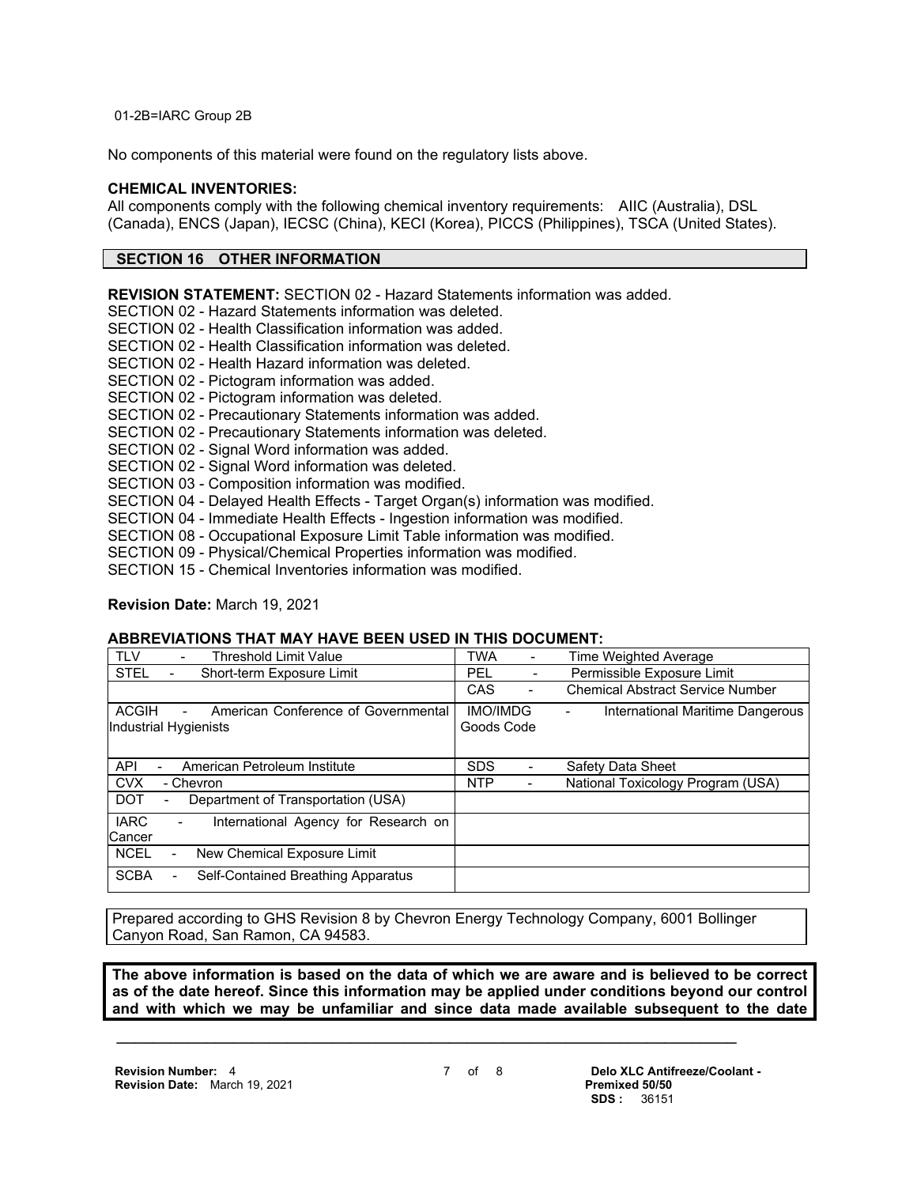01-2B=IARC Group 2B

No components of this material were found on the regulatory lists above.

**CHEMICAL INVENTORIES:**
All components comply with the following chemical inventory requirements: AIIC (Australia), DSL (Canada), ENCS (Japan), IECSC (China), KECI (Korea), PICCS (Philippines), TSCA (United States).

## SECTION 16 OTHER INFORMATION

**REVISION STATEMENT:** SECTION 02 - Hazard Statements information was added.
SECTION 02 - Hazard Statements information was deleted.
SECTION 02 - Health Classification information was added.
SECTION 02 - Health Classification information was deleted.
SECTION 02 - Health Hazard information was deleted.
SECTION 02 - Pictogram information was added.
SECTION 02 - Pictogram information was deleted.
SECTION 02 - Precautionary Statements information was added.
SECTION 02 - Precautionary Statements information was deleted.
SECTION 02 - Signal Word information was added.
SECTION 02 - Signal Word information was deleted.
SECTION 03 - Composition information was modified.
SECTION 04 - Delayed Health Effects - Target Organ(s) information was modified.
SECTION 04 - Immediate Health Effects - Ingestion information was modified.
SECTION 08 - Occupational Exposure Limit Table information was modified.
SECTION 09 - Physical/Chemical Properties information was modified.
SECTION 15 - Chemical Inventories information was modified.

**Revision Date:** March 19, 2021

**ABBREVIATIONS THAT MAY HAVE BEEN USED IN THIS DOCUMENT:**

| | |
|---|---|
| TLV - Threshold Limit Value | TWA - Time Weighted Average |
| STEL - Short-term Exposure Limit | PEL - Permissible Exposure Limit |
| | CAS - Chemical Abstract Service Number |
| ACGIH - American Conference of Governmental Industrial Hygienists | IMO/IMDG - International Maritime Dangerous Goods Code |
| API - American Petroleum Institute | SDS - Safety Data Sheet |
| CVX - Chevron | NTP - National Toxicology Program (USA) |
| DOT - Department of Transportation (USA) | |
| IARC - International Agency for Research on Cancer | |
| NCEL - New Chemical Exposure Limit | |
| SCBA - Self-Contained Breathing Apparatus | |

Prepared according to GHS Revision 8 by Chevron Energy Technology Company, 6001 Bollinger Canyon Road, San Ramon, CA 94583.

**The above information is based on the data of which we are aware and is believed to be correct as of the date hereof. Since this information may be applied under conditions beyond our control and with which we may be unfamiliar and since data made available subsequent to the date**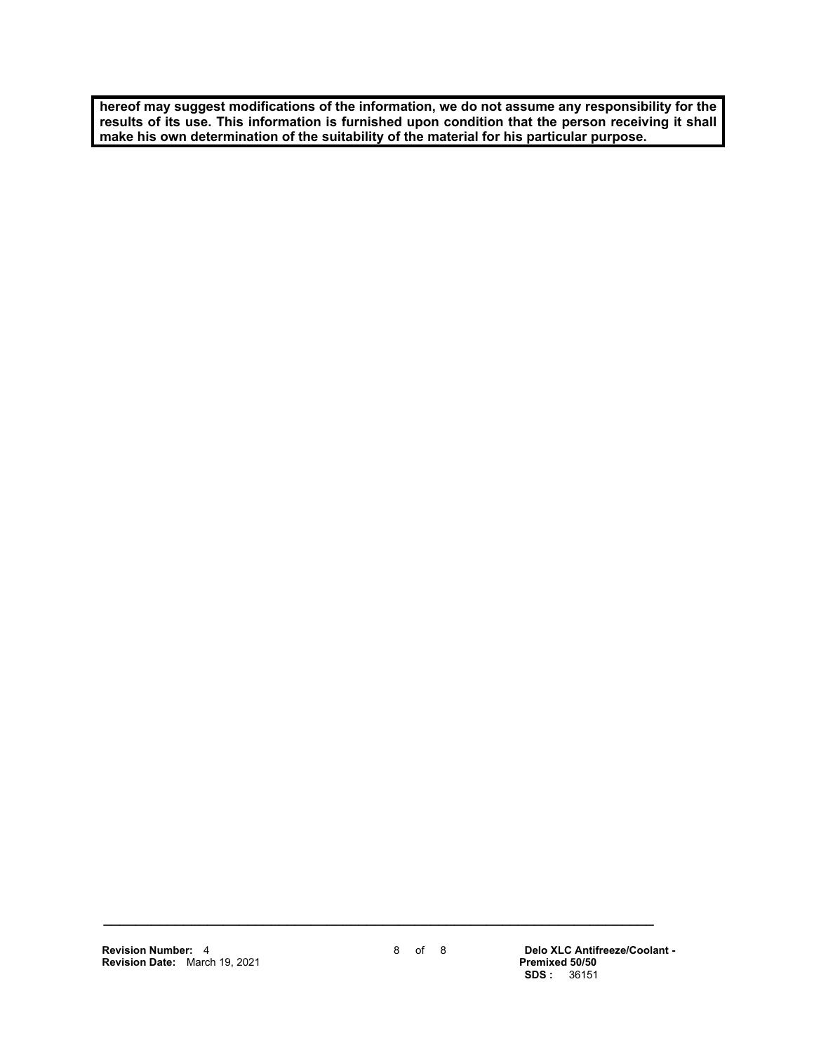**hereof may suggest modifications of the information, we do not assume any responsibility for the results of its use. This information is furnished upon condition that the person receiving it shall make his own determination of the suitability of the material for his particular purpose.**